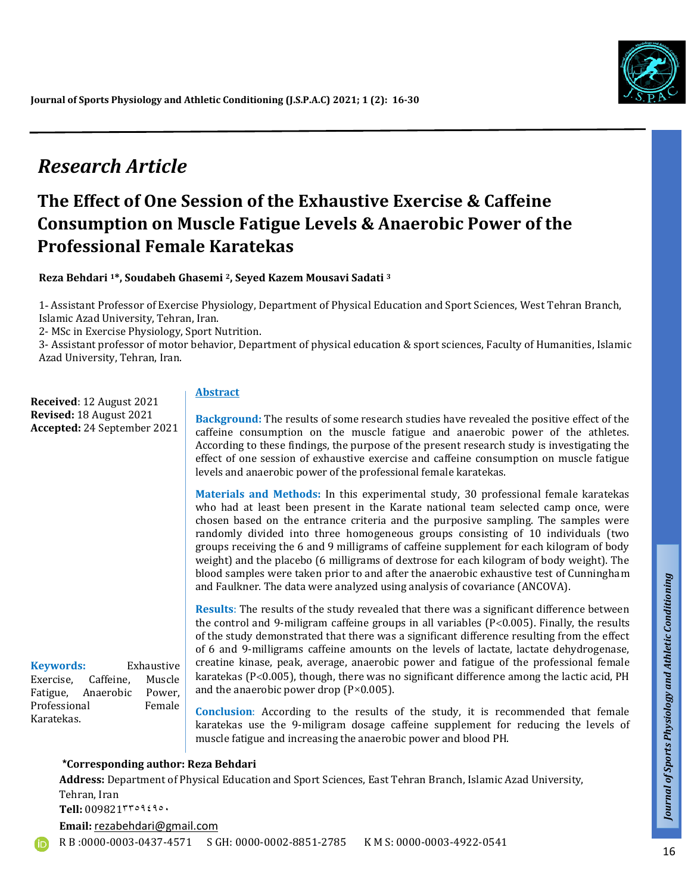## Research Article

# The Effect of One Session of the Exhaustive Exercise & Caffeine Consumption on Muscle Fatigue Levels & Anaerobic Power of the Professional Female Karatekas

**Reza Behdari [1]*, Soudabeh Ghasemi [2], Seyed Kazem Mousavi Sadati [3]**

1- Assistant Professor of Exercise Physiology, Department of Physical Education and Sport Sciences, West Tehran Branch, Islamic Azad University, Tehran, Iran.
2- MSc in Exercise Physiology, Sport Nutrition.
3- Assistant professor of motor behavior, Department of physical education & sport sciences, Faculty of Humanities, Islamic Azad University, Tehran, Iran.

**Received**: 12 August 2021
**Revised:** 18 August 2021
**Accepted:** 24 September 2021

**Keywords:** Exhaustive Exercise, Caffeine, Muscle Fatigue, Anaerobic Power, Professional Female Karatekas.

## Abstract

**Background:** The results of some research studies have revealed the positive effect of the caffeine consumption on the muscle fatigue and anaerobic power of the athletes. According to these findings, the purpose of the present research study is investigating the effect of one session of exhaustive exercise and caffeine consumption on muscle fatigue levels and anaerobic power of the professional female karatekas.

**Materials and Methods:** In this experimental study, 30 professional female karatekas who had at least been present in the Karate national team selected camp once, were chosen based on the entrance criteria and the purposive sampling. The samples were randomly divided into three homogeneous groups consisting of 10 individuals (two groups receiving the 6 and 9 milligrams of caffeine supplement for each kilogram of body weight) and the placebo (6 milligrams of dextrose for each kilogram of body weight). The blood samples were taken prior to and after the anaerobic exhaustive test of Cunningham and Faulkner. The data were analyzed using analysis of covariance (ANCOVA).

**Results**: The results of the study revealed that there was a significant difference between the control and 9-miligram caffeine groups in all variables ($P<0.005$). Finally, the results of the study demonstrated that there was a significant difference resulting from the effect of 6 and 9-milligrams caffeine amounts on the levels of lactate, lactate dehydrogenase, creatine kinase, peak, average, anaerobic power and fatigue of the professional female karatekas ($P<0.005$), though, there was no significant difference among the lactic acid, PH and the anaerobic power drop ($P\times0.005$).

**Conclusion**: According to the results of the study, it is recommended that female karatekas use the 9-miligram dosage caffeine supplement for reducing the levels of muscle fatigue and increasing the anaerobic power and blood PH.

**\*Corresponding author: Reza Behdari**

**Address:** Department of Physical Education and Sport Sciences, East Tehran Branch, Islamic Azad University, Tehran, Iran

**Tell:** 009821٣٣٥٩٤٩٥٠

**Email:** rezabehdari@gmail.com

R B :0000-0003-0437-4571 S GH: 0000-0002-8851-2785 K M S: 0000-0003-4922-0541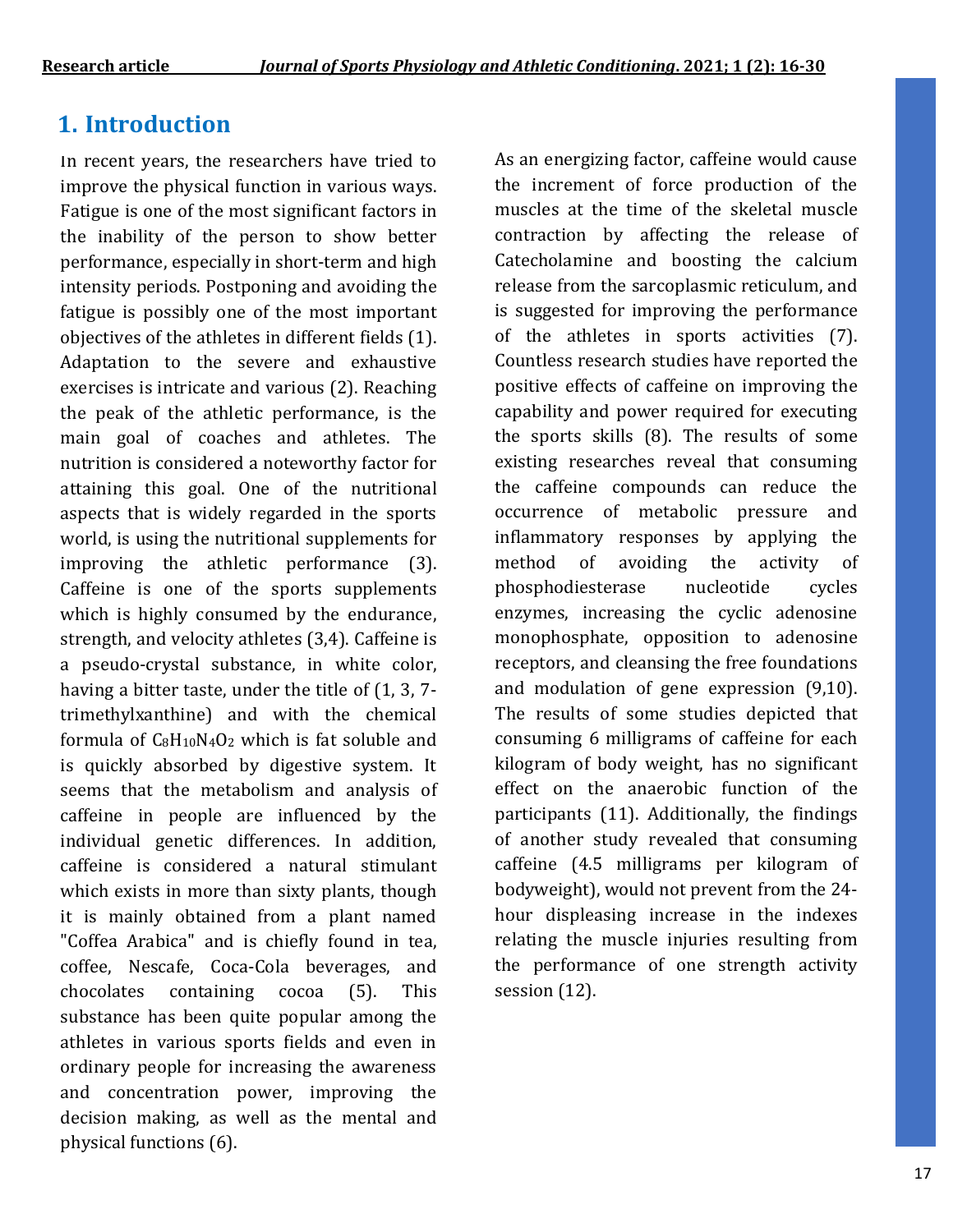## 1. Introduction

In recent years, the researchers have tried to improve the physical function in various ways. Fatigue is one of the most significant factors in the inability of the person to show better performance, especially in short-term and high intensity periods. Postponing and avoiding the fatigue is possibly one of the most important objectives of the athletes in different fields (1). Adaptation to the severe and exhaustive exercises is intricate and various (2). Reaching the peak of the athletic performance, is the main goal of coaches and athletes. The nutrition is considered a noteworthy factor for attaining this goal. One of the nutritional aspects that is widely regarded in the sports world, is using the nutritional supplements for improving the athletic performance (3). Caffeine is one of the sports supplements which is highly consumed by the endurance, strength, and velocity athletes (3,4). Caffeine is a pseudo-crystal substance, in white color, having a bitter taste, under the title of (1, 3, 7-trimethylxanthine) and with the chemical formula of $C_8H_{10}N_4O_2$ which is fat soluble and is quickly absorbed by digestive system. It seems that the metabolism and analysis of caffeine in people are influenced by the individual genetic differences. In addition, caffeine is considered a natural stimulant which exists in more than sixty plants, though it is mainly obtained from a plant named "Coffea Arabica" and is chiefly found in tea, coffee, Nescafe, Coca-Cola beverages, and chocolates containing cocoa (5). This substance has been quite popular among the athletes in various sports fields and even in ordinary people for increasing the awareness and concentration power, improving the decision making, as well as the mental and physical functions (6).

As an energizing factor, caffeine would cause the increment of force production of the muscles at the time of the skeletal muscle contraction by affecting the release of Catecholamine and boosting the calcium release from the sarcoplasmic reticulum, and is suggested for improving the performance of the athletes in sports activities (7). Countless research studies have reported the positive effects of caffeine on improving the capability and power required for executing the sports skills (8). The results of some existing researches reveal that consuming the caffeine compounds can reduce the occurrence of metabolic pressure and inflammatory responses by applying the method of avoiding the activity of phosphodiesterase nucleotide cycles enzymes, increasing the cyclic adenosine monophosphate, opposition to adenosine receptors, and cleansing the free foundations and modulation of gene expression (9,10). The results of some studies depicted that consuming 6 milligrams of caffeine for each kilogram of body weight, has no significant effect on the anaerobic function of the participants (11). Additionally, the findings of another study revealed that consuming caffeine (4.5 milligrams per kilogram of bodyweight), would not prevent from the 24-hour displeasing increase in the indexes relating the muscle injuries resulting from the performance of one strength activity session (12).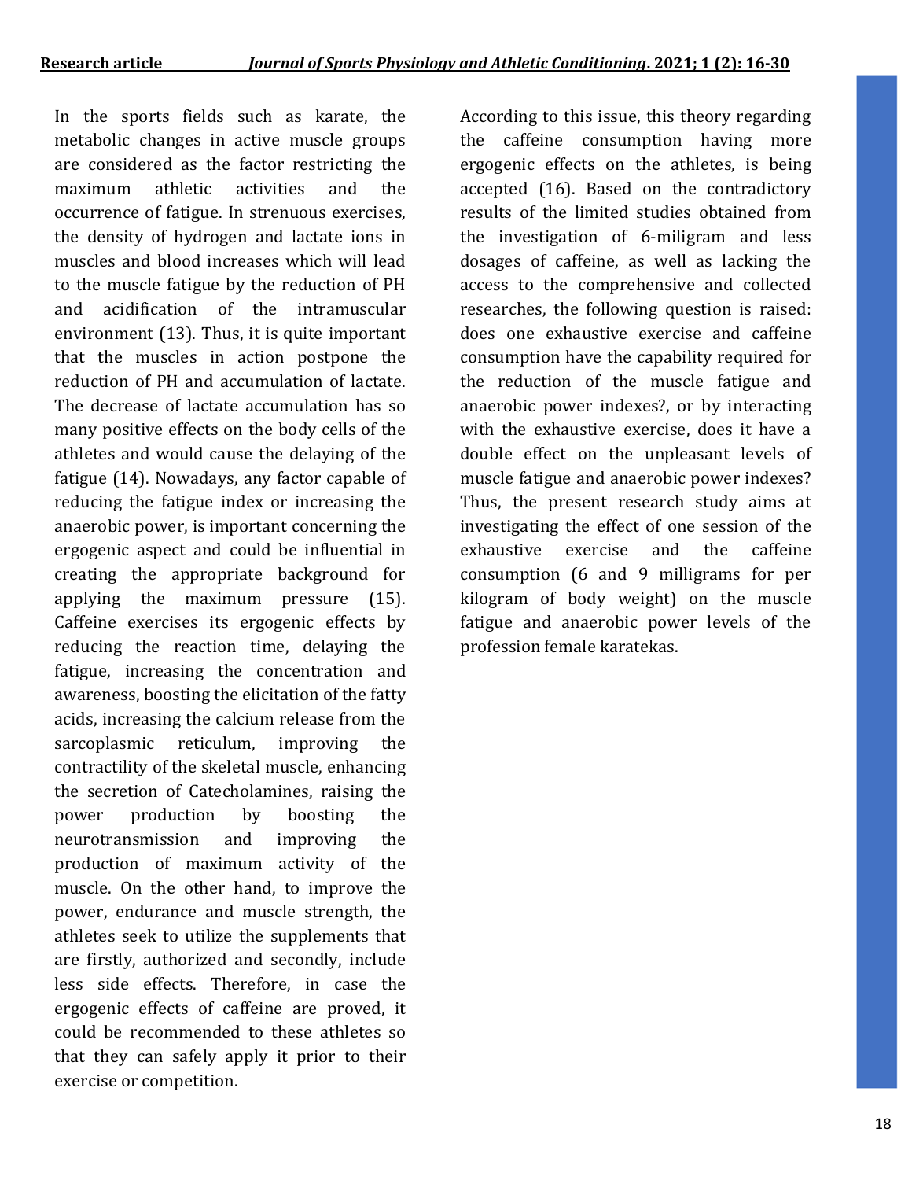In the sports fields such as karate, the metabolic changes in active muscle groups are considered as the factor restricting the maximum athletic activities and the occurrence of fatigue. In strenuous exercises, the density of hydrogen and lactate ions in muscles and blood increases which will lead to the muscle fatigue by the reduction of PH and acidification of the intramuscular environment (13). Thus, it is quite important that the muscles in action postpone the reduction of PH and accumulation of lactate. The decrease of lactate accumulation has so many positive effects on the body cells of the athletes and would cause the delaying of the fatigue (14). Nowadays, any factor capable of reducing the fatigue index or increasing the anaerobic power, is important concerning the ergogenic aspect and could be influential in creating the appropriate background for applying the maximum pressure (15). Caffeine exercises its ergogenic effects by reducing the reaction time, delaying the fatigue, increasing the concentration and awareness, boosting the elicitation of the fatty acids, increasing the calcium release from the sarcoplasmic reticulum, improving the contractility of the skeletal muscle, enhancing the secretion of Catecholamines, raising the power production by boosting the neurotransmission and improving the production of maximum activity of the muscle. On the other hand, to improve the power, endurance and muscle strength, the athletes seek to utilize the supplements that are firstly, authorized and secondly, include less side effects. Therefore, in case the ergogenic effects of caffeine are proved, it could be recommended to these athletes so that they can safely apply it prior to their exercise or competition.

According to this issue, this theory regarding the caffeine consumption having more ergogenic effects on the athletes, is being accepted (16). Based on the contradictory results of the limited studies obtained from the investigation of 6-miligram and less dosages of caffeine, as well as lacking the access to the comprehensive and collected researches, the following question is raised: does one exhaustive exercise and caffeine consumption have the capability required for the reduction of the muscle fatigue and anaerobic power indexes?, or by interacting with the exhaustive exercise, does it have a double effect on the unpleasant levels of muscle fatigue and anaerobic power indexes? Thus, the present research study aims at investigating the effect of one session of the exhaustive exercise and the caffeine consumption (6 and 9 milligrams for per kilogram of body weight) on the muscle fatigue and anaerobic power levels of the profession female karatekas.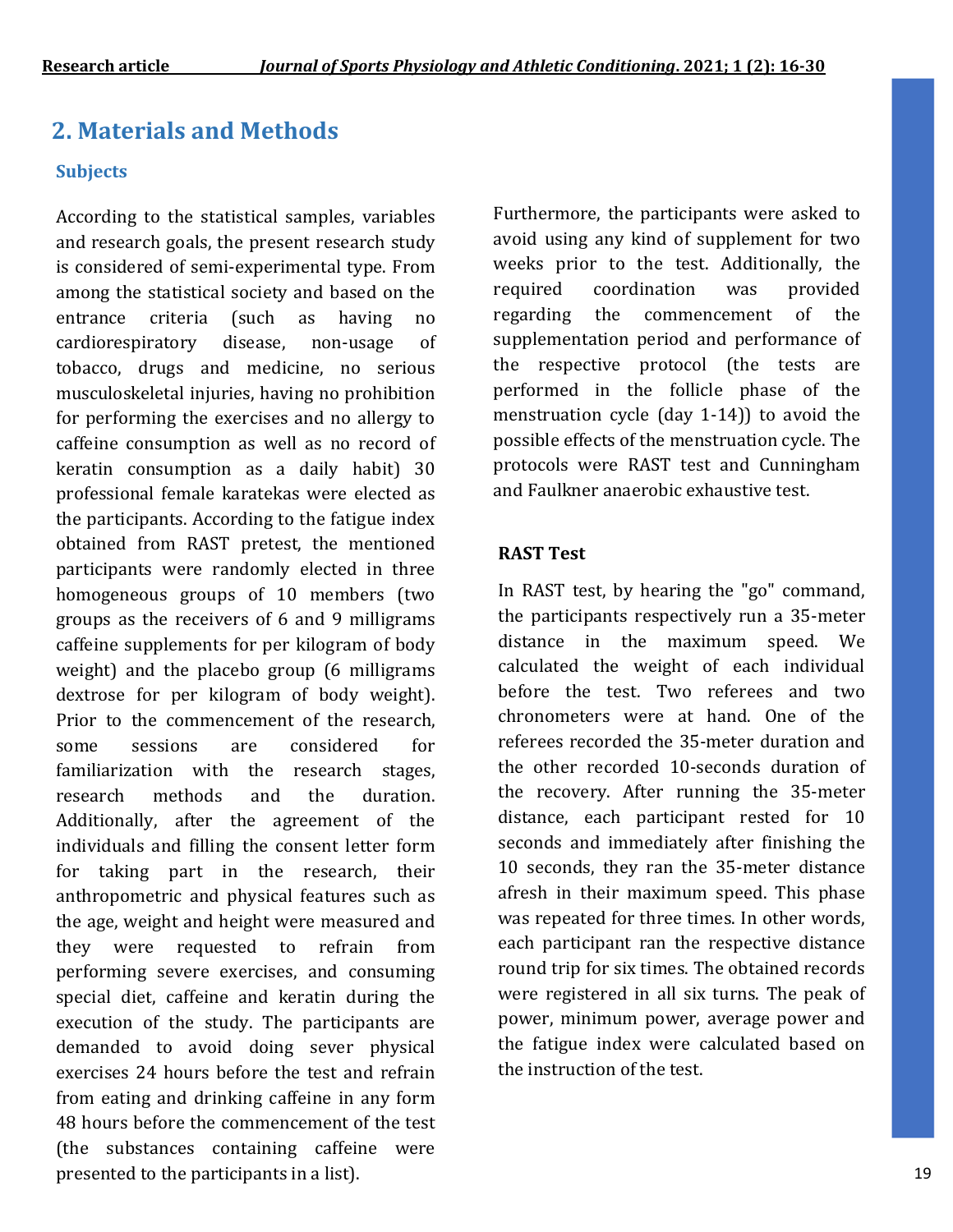## 2. Materials and Methods

### Subjects

According to the statistical samples, variables and research goals, the present research study is considered of semi-experimental type. From among the statistical society and based on the entrance criteria (such as having no cardiorespiratory disease, non-usage of tobacco, drugs and medicine, no serious musculoskeletal injuries, having no prohibition for performing the exercises and no allergy to caffeine consumption as well as no record of keratin consumption as a daily habit) 30 professional female karatekas were elected as the participants. According to the fatigue index obtained from RAST pretest, the mentioned participants were randomly elected in three homogeneous groups of 10 members (two groups as the receivers of 6 and 9 milligrams caffeine supplements for per kilogram of body weight) and the placebo group (6 milligrams dextrose for per kilogram of body weight). Prior to the commencement of the research, some sessions are considered for familiarization with the research stages, research methods and the duration. Additionally, after the agreement of the individuals and filling the consent letter form for taking part in the research, their anthropometric and physical features such as the age, weight and height were measured and they were requested to refrain from performing severe exercises, and consuming special diet, caffeine and keratin during the execution of the study. The participants are demanded to avoid doing sever physical exercises 24 hours before the test and refrain from eating and drinking caffeine in any form 48 hours before the commencement of the test (the substances containing caffeine were presented to the participants in a list). Furthermore, the participants were asked to avoid using any kind of supplement for two weeks prior to the test. Additionally, the required coordination was provided regarding the commencement of the supplementation period and performance of the respective protocol (the tests are performed in the follicle phase of the menstruation cycle (day 1-14)) to avoid the possible effects of the menstruation cycle. The protocols were RAST test and Cunningham and Faulkner anaerobic exhaustive test.

### RAST Test

In RAST test, by hearing the "go" command, the participants respectively run a 35-meter distance in the maximum speed. We calculated the weight of each individual before the test. Two referees and two chronometers were at hand. One of the referees recorded the 35-meter duration and the other recorded 10-seconds duration of the recovery. After running the 35-meter distance, each participant rested for 10 seconds and immediately after finishing the 10 seconds, they ran the 35-meter distance afresh in their maximum speed. This phase was repeated for three times. In other words, each participant ran the respective distance round trip for six times. The obtained records were registered in all six turns. The peak of power, minimum power, average power and the fatigue index were calculated based on the instruction of the test.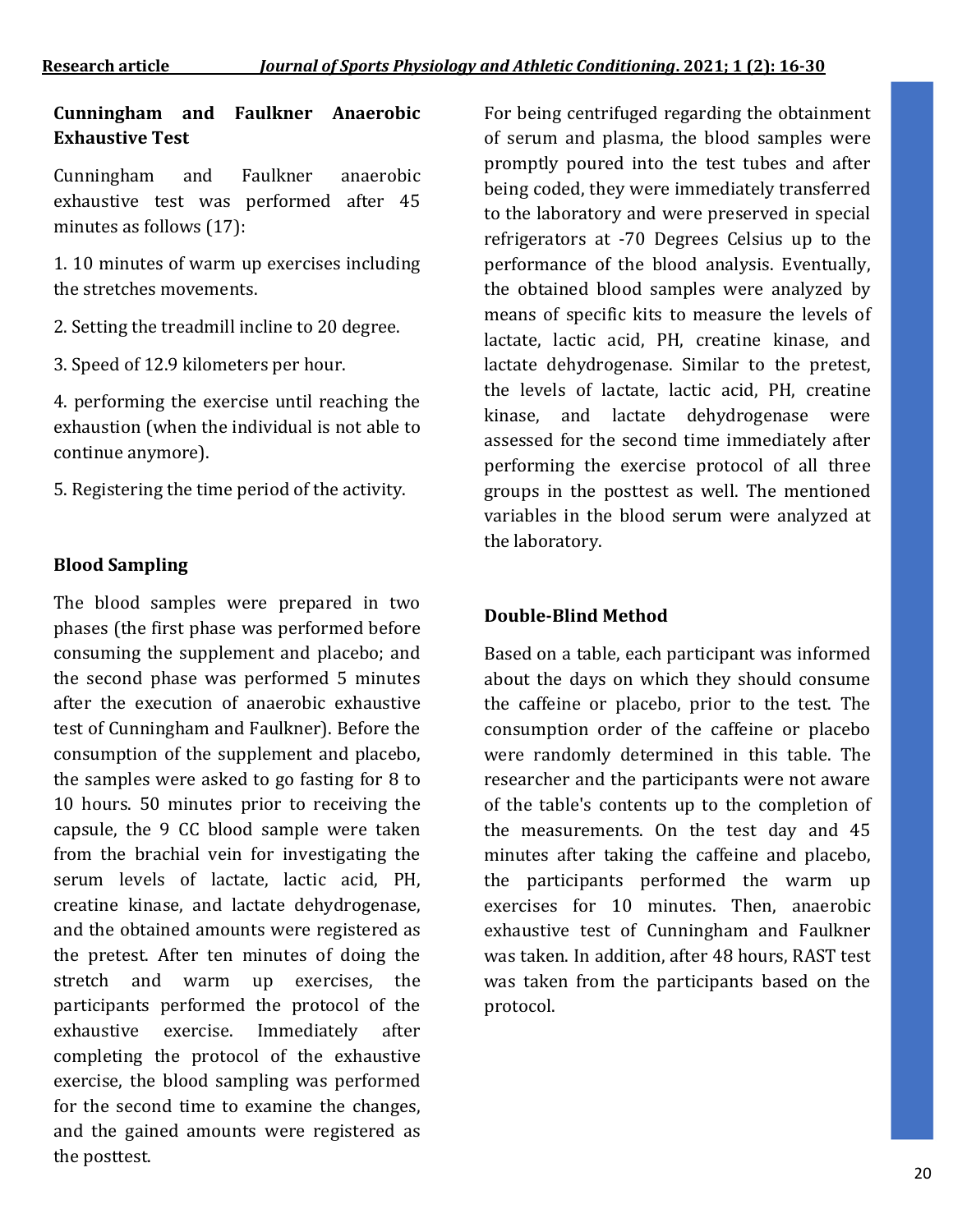### Cunningham and Faulkner Anaerobic Exhaustive Test

Cunningham and Faulkner anaerobic exhaustive test was performed after 45 minutes as follows (17):

1. 10 minutes of warm up exercises including the stretches movements.

2. Setting the treadmill incline to 20 degree.

3. Speed of 12.9 kilometers per hour.

4. performing the exercise until reaching the exhaustion (when the individual is not able to continue anymore).

5. Registering the time period of the activity.

### Blood Sampling

The blood samples were prepared in two phases (the first phase was performed before consuming the supplement and placebo; and the second phase was performed 5 minutes after the execution of anaerobic exhaustive test of Cunningham and Faulkner). Before the consumption of the supplement and placebo, the samples were asked to go fasting for 8 to 10 hours. 50 minutes prior to receiving the capsule, the 9 CC blood sample were taken from the brachial vein for investigating the serum levels of lactate, lactic acid, PH, creatine kinase, and lactate dehydrogenase, and the obtained amounts were registered as the pretest. After ten minutes of doing the stretch and warm up exercises, the participants performed the protocol of the exhaustive exercise. Immediately after completing the protocol of the exhaustive exercise, the blood sampling was performed for the second time to examine the changes, and the gained amounts were registered as the posttest.

For being centrifuged regarding the obtainment of serum and plasma, the blood samples were promptly poured into the test tubes and after being coded, they were immediately transferred to the laboratory and were preserved in special refrigerators at -70 Degrees Celsius up to the performance of the blood analysis. Eventually, the obtained blood samples were analyzed by means of specific kits to measure the levels of lactate, lactic acid, PH, creatine kinase, and lactate dehydrogenase. Similar to the pretest, the levels of lactate, lactic acid, PH, creatine kinase, and lactate dehydrogenase were assessed for the second time immediately after performing the exercise protocol of all three groups in the posttest as well. The mentioned variables in the blood serum were analyzed at the laboratory.

### Double-Blind Method

Based on a table, each participant was informed about the days on which they should consume the caffeine or placebo, prior to the test. The consumption order of the caffeine or placebo were randomly determined in this table. The researcher and the participants were not aware of the table's contents up to the completion of the measurements. On the test day and 45 minutes after taking the caffeine and placebo, the participants performed the warm up exercises for 10 minutes. Then, anaerobic exhaustive test of Cunningham and Faulkner was taken. In addition, after 48 hours, RAST test was taken from the participants based on the protocol.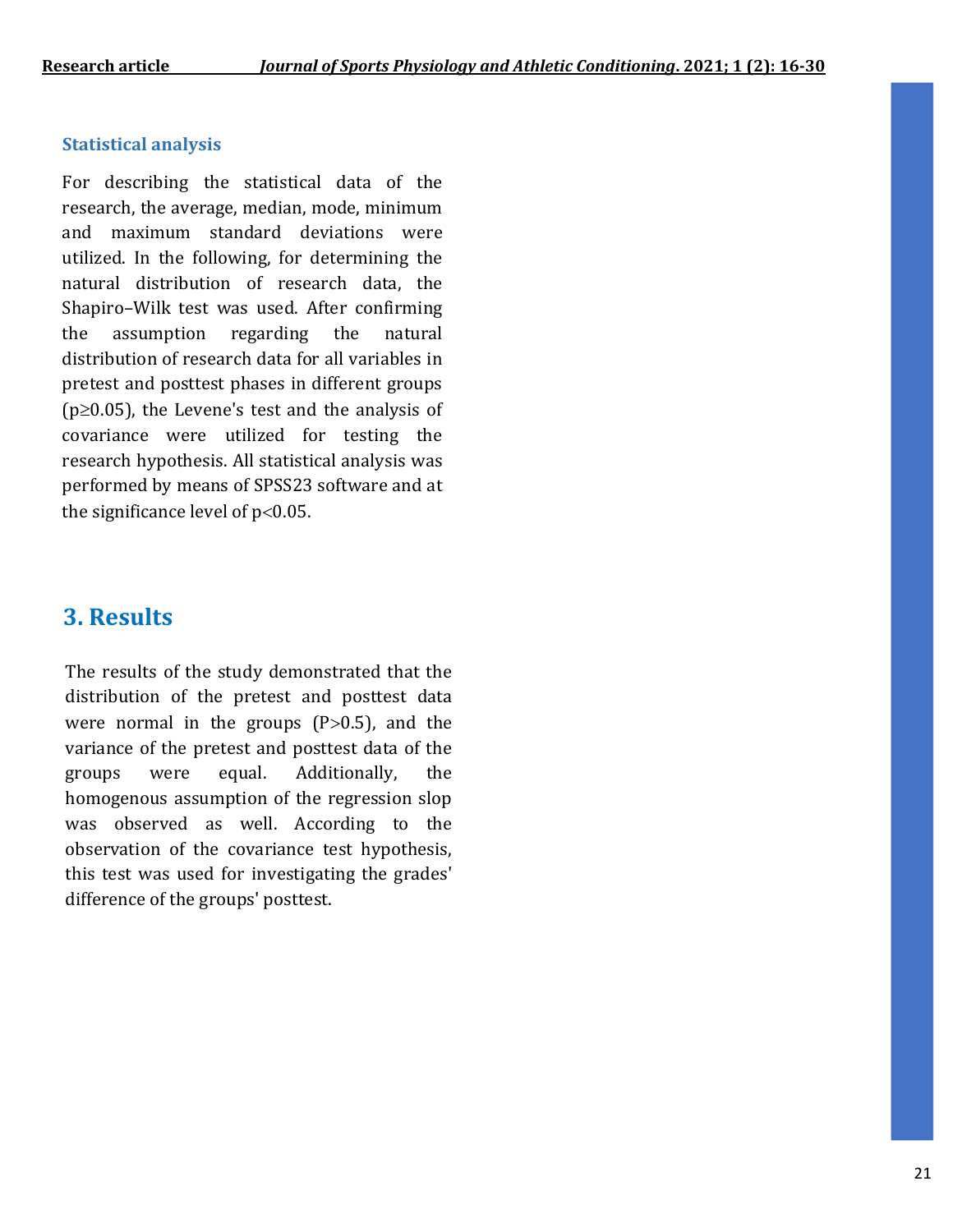### Statistical analysis

For describing the statistical data of the research, the average, median, mode, minimum and maximum standard deviations were utilized. In the following, for determining the natural distribution of research data, the Shapiro–Wilk test was used. After confirming the assumption regarding the natural distribution of research data for all variables in pretest and posttest phases in different groups ($p \geq 0.05$), the Levene's test and the analysis of covariance were utilized for testing the research hypothesis. All statistical analysis was performed by means of SPSS23 software and at the significance level of $p<0.05$.

## 3. Results

The results of the study demonstrated that the distribution of the pretest and posttest data were normal in the groups ($P>0.5$), and the variance of the pretest and posttest data of the groups were equal. Additionally, the homogenous assumption of the regression slop was observed as well. According to the observation of the covariance test hypothesis, this test was used for investigating the grades' difference of the groups' posttest.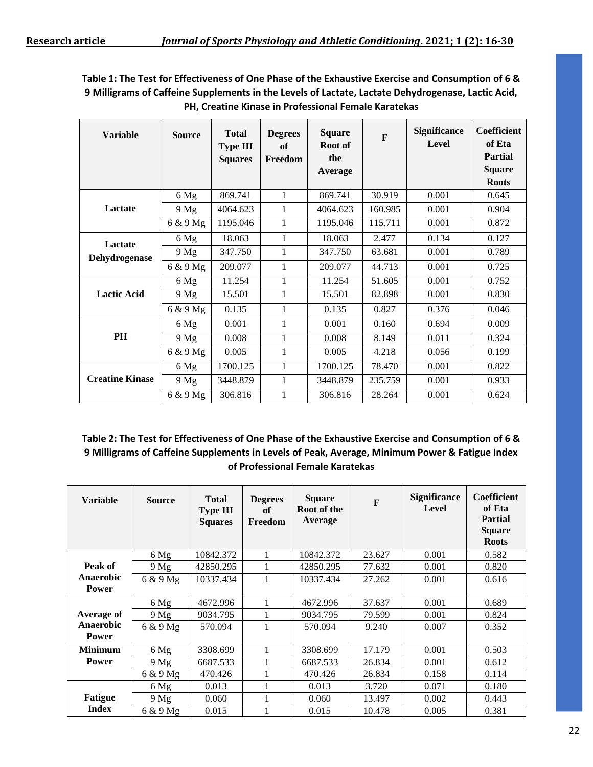**Table 1: The Test for Effectiveness of One Phase of the Exhaustive Exercise and Consumption of 6 & 9 Milligrams of Caffeine Supplements in the Levels of Lactate, Lactate Dehydrogenase, Lactic Acid, PH, Creatine Kinase in Professional Female Karatekas**

| Variable | Source | Total Type III Squares | Degrees of Freedom | Square Root of the Average | F | Significance Level | Coefficient of Eta Partial Square Roots |
|---|---|---|---|---|---|---|---|
| Lactate | 6 Mg | 869.741 | 1 | 869.741 | 30.919 | 0.001 | 0.645 |
| | 9 Mg | 4064.623 | 1 | 4064.623 | 160.985 | 0.001 | 0.904 |
| | 6 & 9 Mg | 1195.046 | 1 | 1195.046 | 115.711 | 0.001 | 0.872 |
| Lactate Dehydrogenase | 6 Mg | 18.063 | 1 | 18.063 | 2.477 | 0.134 | 0.127 |
| | 9 Mg | 347.750 | 1 | 347.750 | 63.681 | 0.001 | 0.789 |
| | 6 & 9 Mg | 209.077 | 1 | 209.077 | 44.713 | 0.001 | 0.725 |
| Lactic Acid | 6 Mg | 11.254 | 1 | 11.254 | 51.605 | 0.001 | 0.752 |
| | 9 Mg | 15.501 | 1 | 15.501 | 82.898 | 0.001 | 0.830 |
| | 6 & 9 Mg | 0.135 | 1 | 0.135 | 0.827 | 0.376 | 0.046 |
| PH | 6 Mg | 0.001 | 1 | 0.001 | 0.160 | 0.694 | 0.009 |
| | 9 Mg | 0.008 | 1 | 0.008 | 8.149 | 0.011 | 0.324 |
| | 6 & 9 Mg | 0.005 | 1 | 0.005 | 4.218 | 0.056 | 0.199 |
| Creatine Kinase | 6 Mg | 1700.125 | 1 | 1700.125 | 78.470 | 0.001 | 0.822 |
| | 9 Mg | 3448.879 | 1 | 3448.879 | 235.759 | 0.001 | 0.933 |
| | 6 & 9 Mg | 306.816 | 1 | 306.816 | 28.264 | 0.001 | 0.624 |

**Table 2: The Test for Effectiveness of One Phase of the Exhaustive Exercise and Consumption of 6 & 9 Milligrams of Caffeine Supplements in Levels of Peak, Average, Minimum Power & Fatigue Index of Professional Female Karatekas**

| Variable | Source | Total Type III Squares | Degrees of Freedom | Square Root of the Average | F | Significance Level | Coefficient of Eta Partial Square Roots |
|---|---|---|---|---|---|---|---|
| Peak of Anaerobic Power | 6 Mg | 10842.372 | 1 | 10842.372 | 23.627 | 0.001 | 0.582 |
| | 9 Mg | 42850.295 | 1 | 42850.295 | 77.632 | 0.001 | 0.820 |
| | 6 & 9 Mg | 10337.434 | 1 | 10337.434 | 27.262 | 0.001 | 0.616 |
| Average of Anaerobic Power | 6 Mg | 4672.996 | 1 | 4672.996 | 37.637 | 0.001 | 0.689 |
| | 9 Mg | 9034.795 | 1 | 9034.795 | 79.599 | 0.001 | 0.824 |
| | 6 & 9 Mg | 570.094 | 1 | 570.094 | 9.240 | 0.007 | 0.352 |
| Minimum Power | 6 Mg | 3308.699 | 1 | 3308.699 | 17.179 | 0.001 | 0.503 |
| | 9 Mg | 6687.533 | 1 | 6687.533 | 26.834 | 0.001 | 0.612 |
| | 6 & 9 Mg | 470.426 | 1 | 470.426 | 26.834 | 0.158 | 0.114 |
| Fatigue Index | 6 Mg | 0.013 | 1 | 0.013 | 3.720 | 0.071 | 0.180 |
| | 9 Mg | 0.060 | 1 | 0.060 | 13.497 | 0.002 | 0.443 |
| | 6 & 9 Mg | 0.015 | 1 | 0.015 | 10.478 | 0.005 | 0.381 |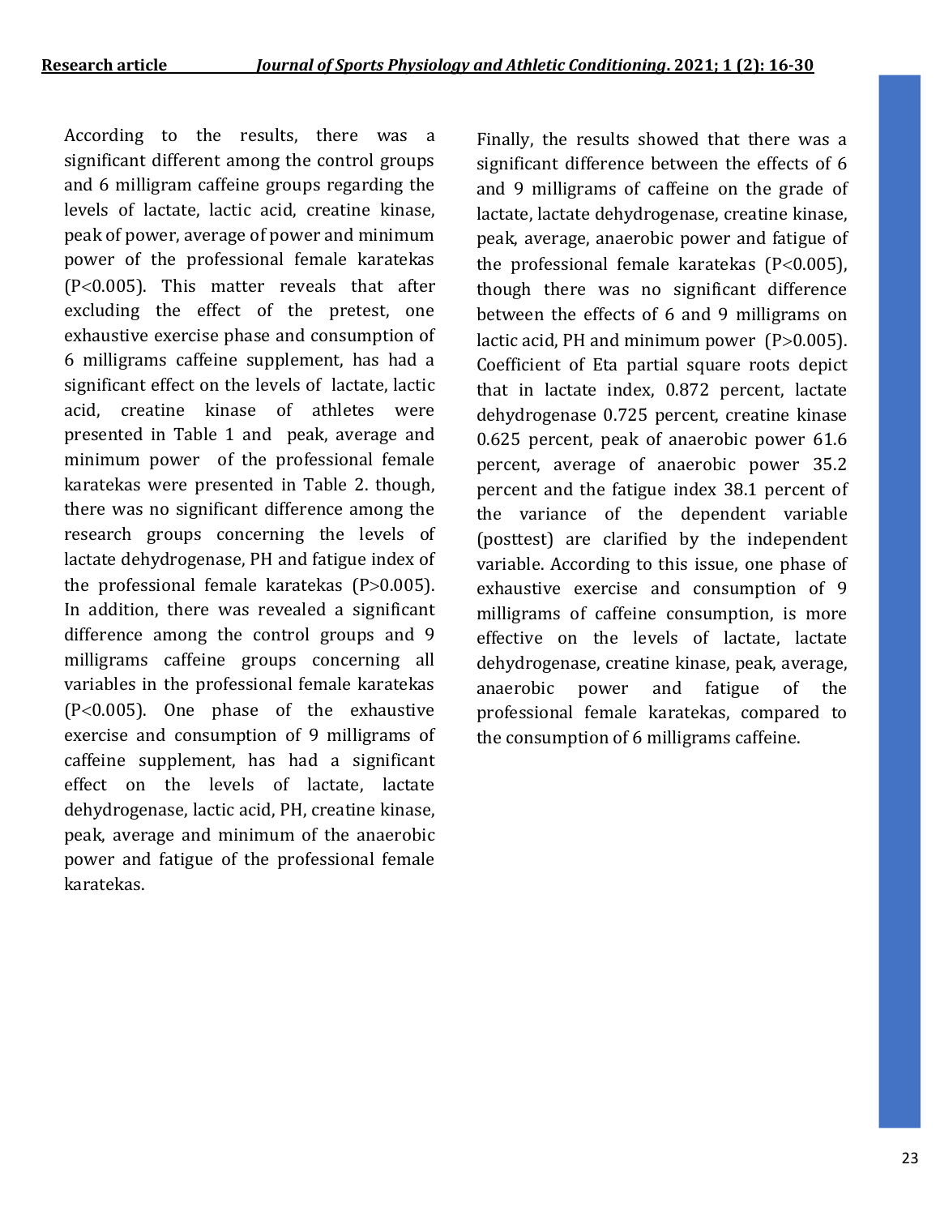According to the results, there was a significant different among the control groups and 6 milligram caffeine groups regarding the levels of lactate, lactic acid, creatine kinase, peak of power, average of power and minimum power of the professional female karatekas ($P<0.005$). This matter reveals that after excluding the effect of the pretest, one exhaustive exercise phase and consumption of 6 milligrams caffeine supplement, has had a significant effect on the levels of lactate, lactic acid, creatine kinase of athletes were presented in Table 1 and peak, average and minimum power of the professional female karatekas were presented in Table 2. though, there was no significant difference among the research groups concerning the levels of lactate dehydrogenase, PH and fatigue index of the professional female karatekas ($P>0.005$). In addition, there was revealed a significant difference among the control groups and 9 milligrams caffeine groups concerning all variables in the professional female karatekas ($P<0.005$). One phase of the exhaustive exercise and consumption of 9 milligrams of caffeine supplement, has had a significant effect on the levels of lactate, lactate dehydrogenase, lactic acid, PH, creatine kinase, peak, average and minimum of the anaerobic power and fatigue of the professional female karatekas.

Finally, the results showed that there was a significant difference between the effects of 6 and 9 milligrams of caffeine on the grade of lactate, lactate dehydrogenase, creatine kinase, peak, average, anaerobic power and fatigue of the professional female karatekas ($P<0.005$), though there was no significant difference between the effects of 6 and 9 milligrams on lactic acid, PH and minimum power ($P>0.005$). Coefficient of Eta partial square roots depict that in lactate index, 0.872 percent, lactate dehydrogenase 0.725 percent, creatine kinase 0.625 percent, peak of anaerobic power 61.6 percent, average of anaerobic power 35.2 percent and the fatigue index 38.1 percent of the variance of the dependent variable (posttest) are clarified by the independent variable. According to this issue, one phase of exhaustive exercise and consumption of 9 milligrams of caffeine consumption, is more effective on the levels of lactate, lactate dehydrogenase, creatine kinase, peak, average, anaerobic power and fatigue of the professional female karatekas, compared to the consumption of 6 milligrams caffeine.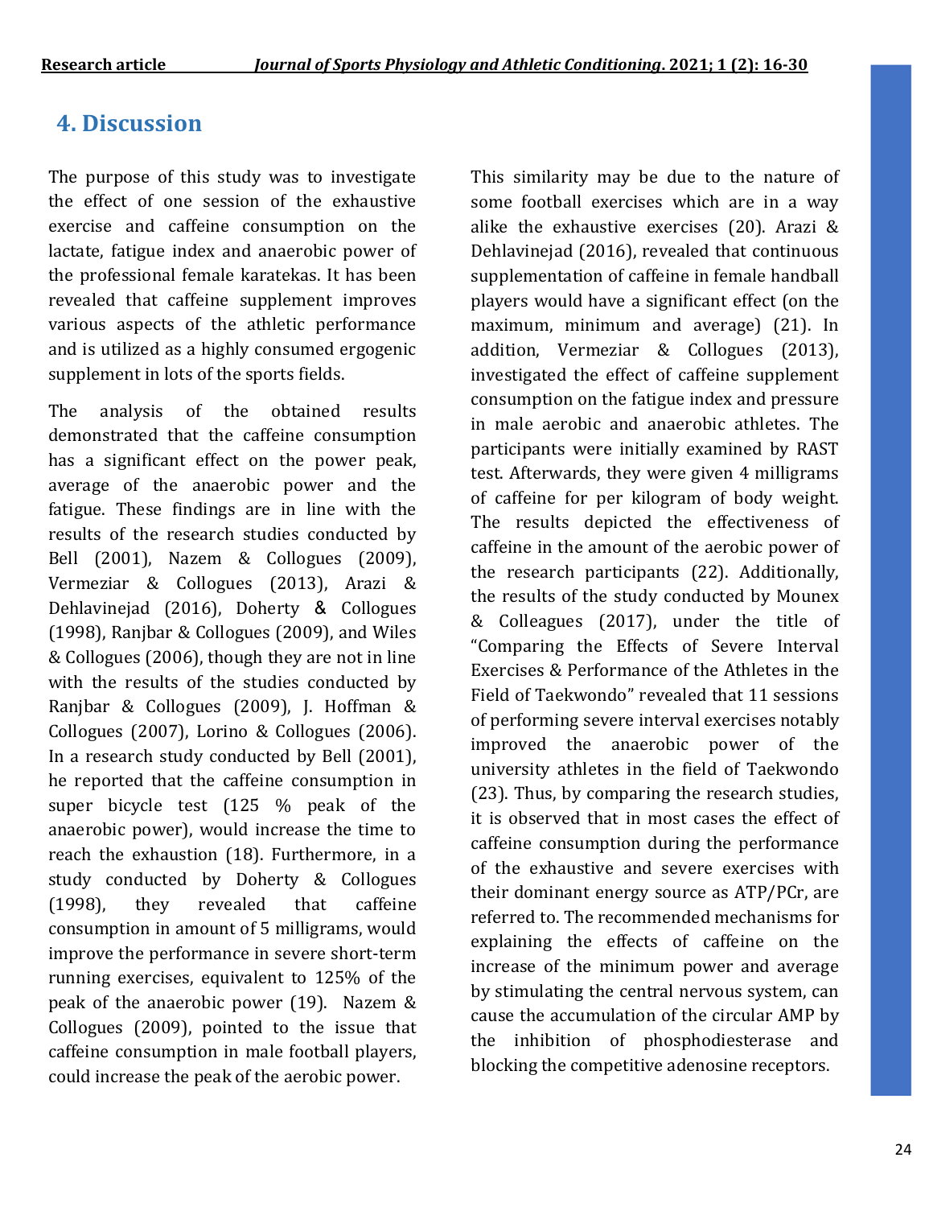## 4. Discussion

The purpose of this study was to investigate the effect of one session of the exhaustive exercise and caffeine consumption on the lactate, fatigue index and anaerobic power of the professional female karatekas. It has been revealed that caffeine supplement improves various aspects of the athletic performance and is utilized as a highly consumed ergogenic supplement in lots of the sports fields.

The analysis of the obtained results demonstrated that the caffeine consumption has a significant effect on the power peak, average of the anaerobic power and the fatigue. These findings are in line with the results of the research studies conducted by Bell (2001), Nazem & Collogues (2009), Vermeziar & Collogues (2013), Arazi & Dehlavinejad (2016), Doherty & Collogues (1998), Ranjbar & Collogues (2009), and Wiles & Collogues (2006), though they are not in line with the results of the studies conducted by Ranjbar & Collogues (2009), J. Hoffman & Collogues (2007), Lorino & Collogues (2006). In a research study conducted by Bell (2001), he reported that the caffeine consumption in super bicycle test (125 % peak of the anaerobic power), would increase the time to reach the exhaustion (18). Furthermore, in a study conducted by Doherty & Collogues (1998), they revealed that caffeine consumption in amount of 5 milligrams, would improve the performance in severe short-term running exercises, equivalent to 125% of the peak of the anaerobic power (19). Nazem & Collogues (2009), pointed to the issue that caffeine consumption in male football players, could increase the peak of the aerobic power. This similarity may be due to the nature of some football exercises which are in a way alike the exhaustive exercises (20). Arazi & Dehlavinejad (2016), revealed that continuous supplementation of caffeine in female handball players would have a significant effect (on the maximum, minimum and average) (21). In addition, Vermeziar & Collogues (2013), investigated the effect of caffeine supplement consumption on the fatigue index and pressure in male aerobic and anaerobic athletes. The participants were initially examined by RAST test. Afterwards, they were given 4 milligrams of caffeine for per kilogram of body weight. The results depicted the effectiveness of caffeine in the amount of the aerobic power of the research participants (22). Additionally, the results of the study conducted by Mounex & Colleagues (2017), under the title of "Comparing the Effects of Severe Interval Exercises & Performance of the Athletes in the Field of Taekwondo" revealed that 11 sessions of performing severe interval exercises notably improved the anaerobic power of the university athletes in the field of Taekwondo (23). Thus, by comparing the research studies, it is observed that in most cases the effect of caffeine consumption during the performance of the exhaustive and severe exercises with their dominant energy source as ATP/PCr, are referred to. The recommended mechanisms for explaining the effects of caffeine on the increase of the minimum power and average by stimulating the central nervous system, can cause the accumulation of the circular AMP by the inhibition of phosphodiesterase and blocking the competitive adenosine receptors.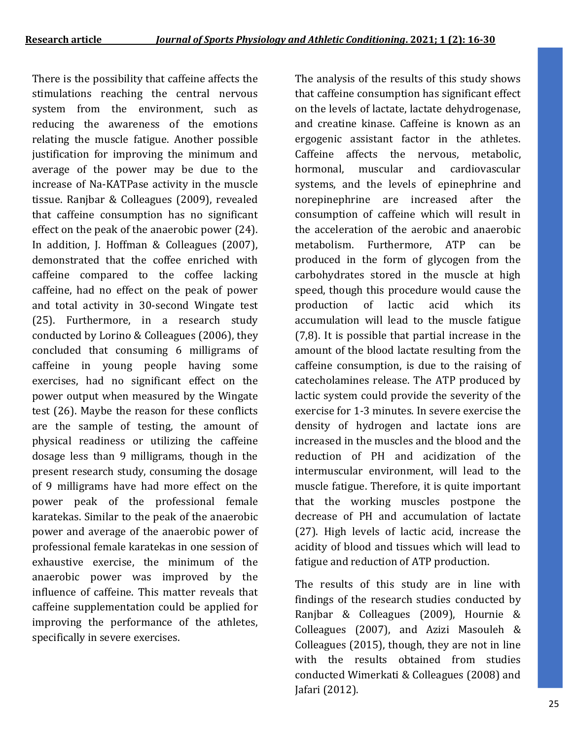There is the possibility that caffeine affects the stimulations reaching the central nervous system from the environment, such as reducing the awareness of the emotions relating the muscle fatigue. Another possible justification for improving the minimum and average of the power may be due to the increase of Na-KATPase activity in the muscle tissue. Ranjbar & Colleagues (2009), revealed that caffeine consumption has no significant effect on the peak of the anaerobic power (24). In addition, J. Hoffman & Colleagues (2007), demonstrated that the coffee enriched with caffeine compared to the coffee lacking caffeine, had no effect on the peak of power and total activity in 30-second Wingate test (25). Furthermore, in a research study conducted by Lorino & Colleagues (2006), they concluded that consuming 6 milligrams of caffeine in young people having some exercises, had no significant effect on the power output when measured by the Wingate test (26). Maybe the reason for these conflicts are the sample of testing, the amount of physical readiness or utilizing the caffeine dosage less than 9 milligrams, though in the present research study, consuming the dosage of 9 milligrams have had more effect on the power peak of the professional female karatekas. Similar to the peak of the anaerobic power and average of the anaerobic power of professional female karatekas in one session of exhaustive exercise, the minimum of the anaerobic power was improved by the influence of caffeine. This matter reveals that caffeine supplementation could be applied for improving the performance of the athletes, specifically in severe exercises.

The analysis of the results of this study shows that caffeine consumption has significant effect on the levels of lactate, lactate dehydrogenase, and creatine kinase. Caffeine is known as an ergogenic assistant factor in the athletes. Caffeine affects the nervous, metabolic, hormonal, muscular and cardiovascular systems, and the levels of epinephrine and norepinephrine are increased after the consumption of caffeine which will result in the acceleration of the aerobic and anaerobic metabolism. Furthermore, ATP can be produced in the form of glycogen from the carbohydrates stored in the muscle at high speed, though this procedure would cause the production of lactic acid which its accumulation will lead to the muscle fatigue (7,8). It is possible that partial increase in the amount of the blood lactate resulting from the caffeine consumption, is due to the raising of catecholamines release. The ATP produced by lactic system could provide the severity of the exercise for 1-3 minutes. In severe exercise the density of hydrogen and lactate ions are increased in the muscles and the blood and the reduction of PH and acidization of the intermuscular environment, will lead to the muscle fatigue. Therefore, it is quite important that the working muscles postpone the decrease of PH and accumulation of lactate (27). High levels of lactic acid, increase the acidity of blood and tissues which will lead to fatigue and reduction of ATP production.

The results of this study are in line with findings of the research studies conducted by Ranjbar & Colleagues (2009), Hournie & Colleagues (2007), and Azizi Masouleh & Colleagues (2015), though, they are not in line with the results obtained from studies conducted Wimerkati & Colleagues (2008) and Jafari (2012).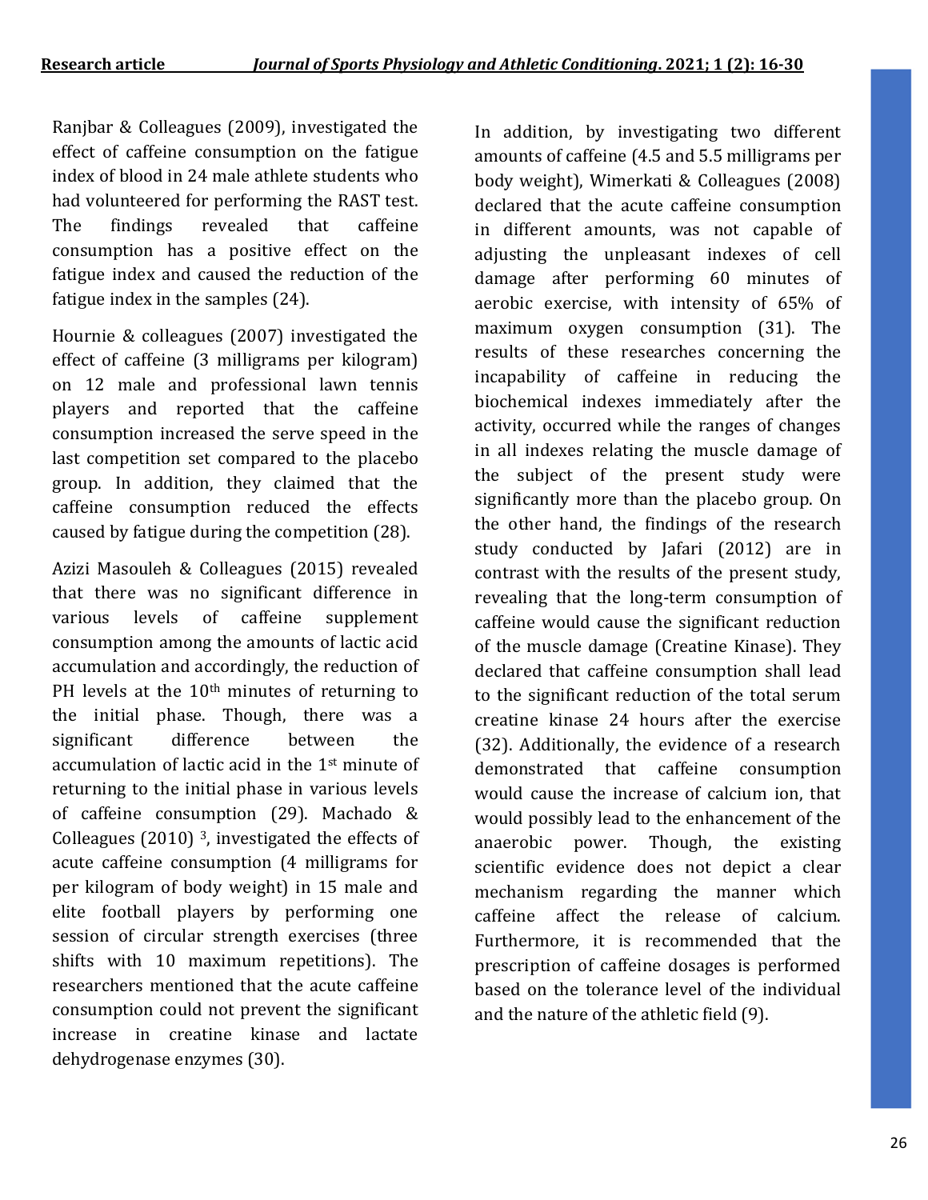Ranjbar & Colleagues (2009), investigated the effect of caffeine consumption on the fatigue index of blood in 24 male athlete students who had volunteered for performing the RAST test. The findings revealed that caffeine consumption has a positive effect on the fatigue index and caused the reduction of the fatigue index in the samples (24).

Hournie & colleagues (2007) investigated the effect of caffeine (3 milligrams per kilogram) on 12 male and professional lawn tennis players and reported that the caffeine consumption increased the serve speed in the last competition set compared to the placebo group. In addition, they claimed that the caffeine consumption reduced the effects caused by fatigue during the competition (28).

Azizi Masouleh & Colleagues (2015) revealed that there was no significant difference in various levels of caffeine supplement consumption among the amounts of lactic acid accumulation and accordingly, the reduction of PH levels at the 10th minutes of returning to the initial phase. Though, there was a significant difference between the accumulation of lactic acid in the 1st minute of returning to the initial phase in various levels of caffeine consumption (29). Machado & Colleagues (2010) [3], investigated the effects of acute caffeine consumption (4 milligrams for per kilogram of body weight) in 15 male and elite football players by performing one session of circular strength exercises (three shifts with 10 maximum repetitions). The researchers mentioned that the acute caffeine consumption could not prevent the significant increase in creatine kinase and lactate dehydrogenase enzymes (30).

In addition, by investigating two different amounts of caffeine (4.5 and 5.5 milligrams per body weight), Wimerkati & Colleagues (2008) declared that the acute caffeine consumption in different amounts, was not capable of adjusting the unpleasant indexes of cell damage after performing 60 minutes of aerobic exercise, with intensity of 65% of maximum oxygen consumption (31). The results of these researches concerning the incapability of caffeine in reducing the biochemical indexes immediately after the activity, occurred while the ranges of changes in all indexes relating the muscle damage of the subject of the present study were significantly more than the placebo group. On the other hand, the findings of the research study conducted by Jafari (2012) are in contrast with the results of the present study, revealing that the long-term consumption of caffeine would cause the significant reduction of the muscle damage (Creatine Kinase). They declared that caffeine consumption shall lead to the significant reduction of the total serum creatine kinase 24 hours after the exercise (32). Additionally, the evidence of a research demonstrated that caffeine consumption would cause the increase of calcium ion, that would possibly lead to the enhancement of the anaerobic power. Though, the existing scientific evidence does not depict a clear mechanism regarding the manner which caffeine affect the release of calcium. Furthermore, it is recommended that the prescription of caffeine dosages is performed based on the tolerance level of the individual and the nature of the athletic field (9).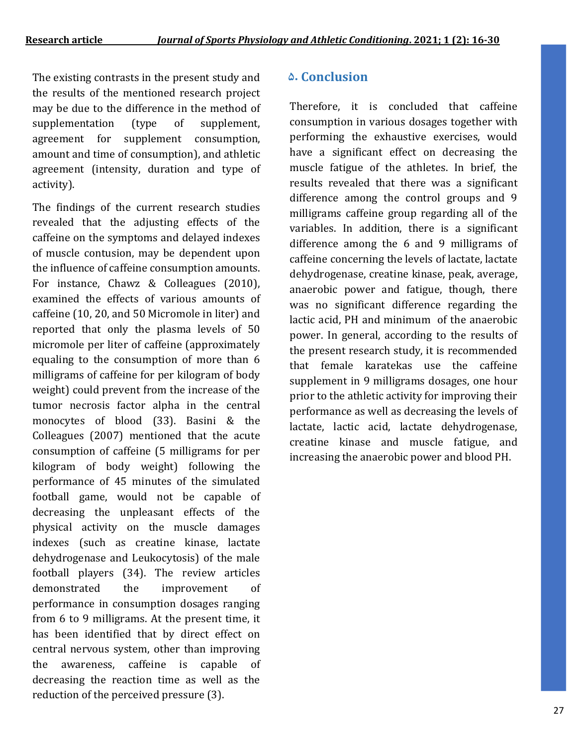The existing contrasts in the present study and the results of the mentioned research project may be due to the difference in the method of supplementation (type of supplement, agreement for supplement consumption, amount and time of consumption), and athletic agreement (intensity, duration and type of activity).

The findings of the current research studies revealed that the adjusting effects of the caffeine on the symptoms and delayed indexes of muscle contusion, may be dependent upon the influence of caffeine consumption amounts. For instance, Chawz & Colleagues (2010), examined the effects of various amounts of caffeine (10, 20, and 50 Micromole in liter) and reported that only the plasma levels of 50 micromole per liter of caffeine (approximately equaling to the consumption of more than 6 milligrams of caffeine for per kilogram of body weight) could prevent from the increase of the tumor necrosis factor alpha in the central monocytes of blood (33). Basini & the Colleagues (2007) mentioned that the acute consumption of caffeine (5 milligrams for per kilogram of body weight) following the performance of 45 minutes of the simulated football game, would not be capable of decreasing the unpleasant effects of the physical activity on the muscle damages indexes (such as creatine kinase, lactate dehydrogenase and Leukocytosis) of the male football players (34). The review articles demonstrated the improvement of performance in consumption dosages ranging from 6 to 9 milligrams. At the present time, it has been identified that by direct effect on central nervous system, other than improving the awareness, caffeine is capable of decreasing the reaction time as well as the reduction of the perceived pressure (3).

## ۵. Conclusion

Therefore, it is concluded that caffeine consumption in various dosages together with performing the exhaustive exercises, would have a significant effect on decreasing the muscle fatigue of the athletes. In brief, the results revealed that there was a significant difference among the control groups and 9 milligrams caffeine group regarding all of the variables. In addition, there is a significant difference among the 6 and 9 milligrams of caffeine concerning the levels of lactate, lactate dehydrogenase, creatine kinase, peak, average, anaerobic power and fatigue, though, there was no significant difference regarding the lactic acid, PH and minimum of the anaerobic power. In general, according to the results of the present research study, it is recommended that female karatekas use the caffeine supplement in 9 milligrams dosages, one hour prior to the athletic activity for improving their performance as well as decreasing the levels of lactate, lactic acid, lactate dehydrogenase, creatine kinase and muscle fatigue, and increasing the anaerobic power and blood PH.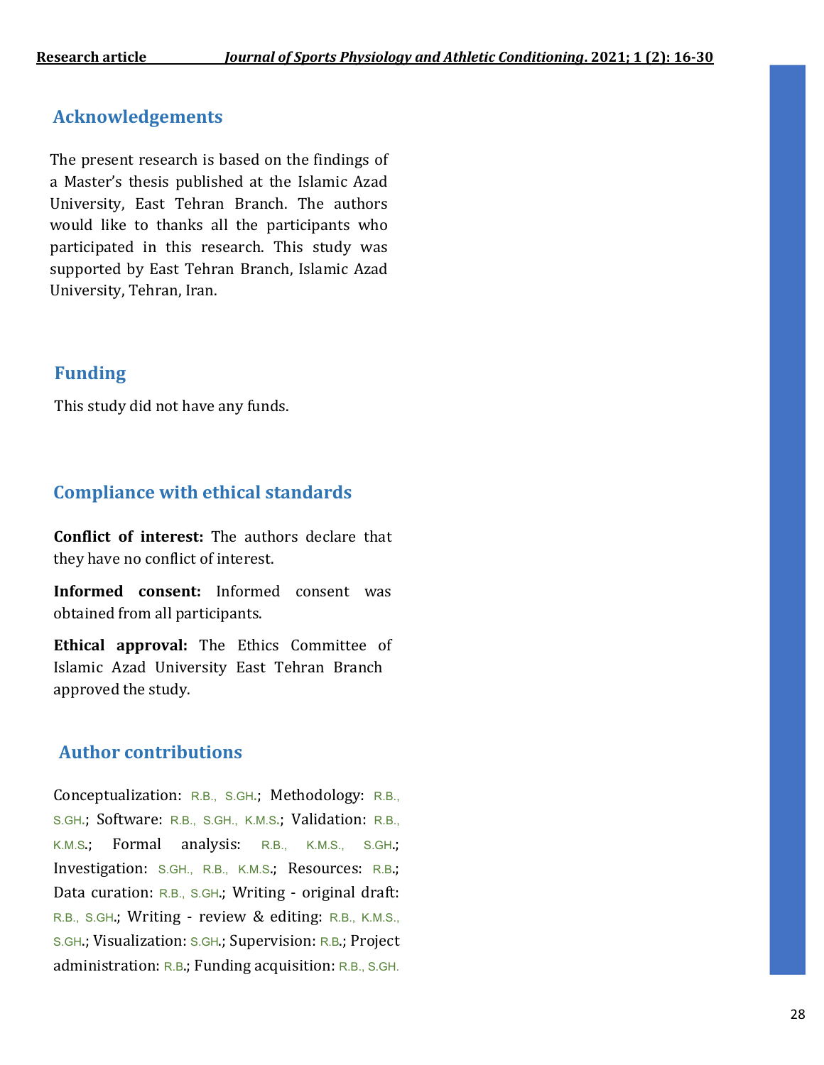## Acknowledgements

The present research is based on the findings of a Master's thesis published at the Islamic Azad University, East Tehran Branch. The authors would like to thanks all the participants who participated in this research. This study was supported by East Tehran Branch, Islamic Azad University, Tehran, Iran.

## Funding

This study did not have any funds.

## Compliance with ethical standards

**Conflict of interest:** The authors declare that they have no conflict of interest.

**Informed consent:** Informed consent was obtained from all participants.

**Ethical approval:** The Ethics Committee of Islamic Azad University East Tehran Branch approved the study.

## Author contributions

Conceptualization: R.B., S.GH.; Methodology: R.B., S.GH.; Software: R.B., S.GH., K.M.S.; Validation: R.B., K.M.S.; Formal analysis: R.B., K.M.S., S.GH.; Investigation: S.GH., R.B., K.M.S.; Resources: R.B.; Data curation: R.B., S.GH.; Writing - original draft: R.B., S.GH.; Writing - review & editing: R.B., K.M.S., S.GH.; Visualization: S.GH.; Supervision: R.B.; Project administration: R.B.; Funding acquisition: R.B., S.GH.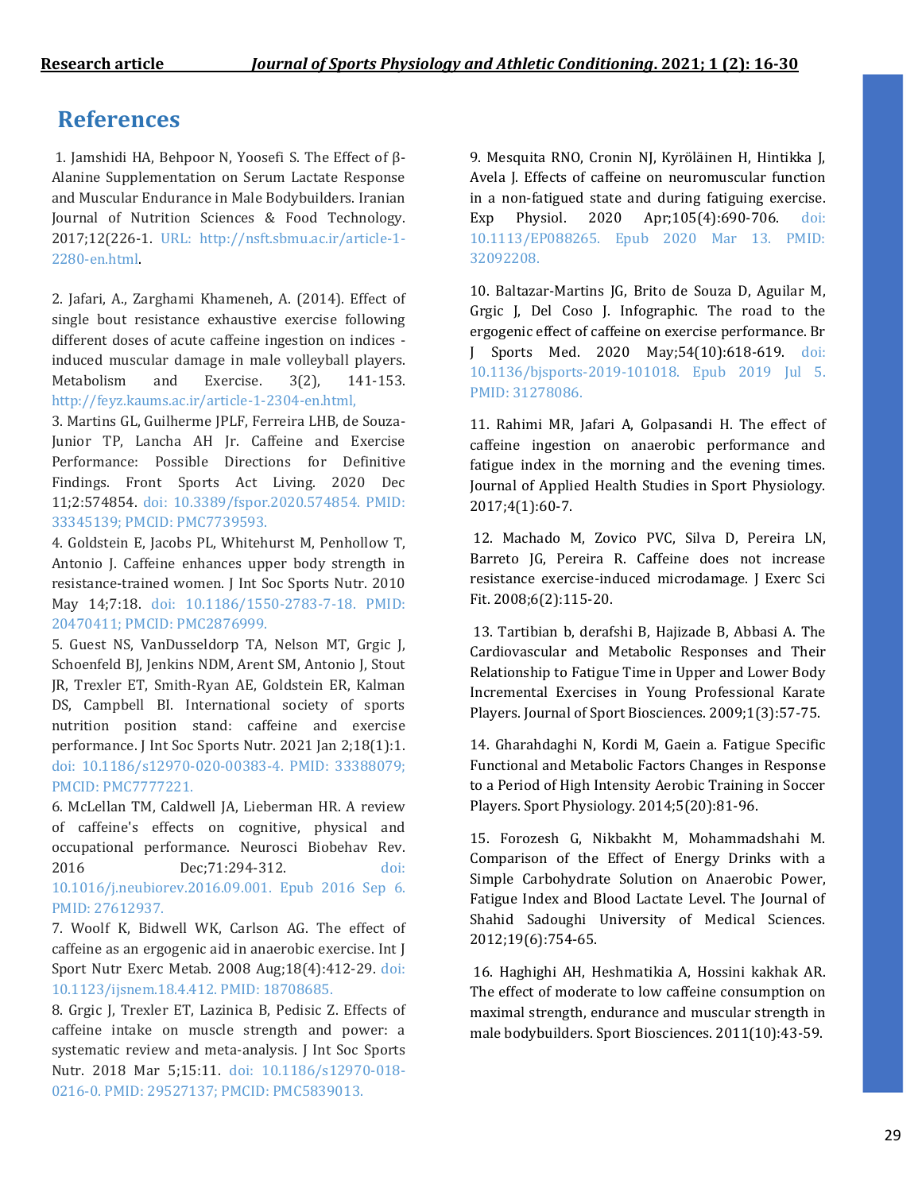## References

1. Jamshidi HA, Behpoor N, Yoosefi S. The Effect of β-Alanine Supplementation on Serum Lactate Response and Muscular Endurance in Male Bodybuilders. Iranian Journal of Nutrition Sciences & Food Technology. 2017;12(226-1. URL: http://nsft.sbmu.ac.ir/article-1-2280-en.html.

2. Jafari, A., Zarghami Khameneh, A. (2014). Effect of single bout resistance exhaustive exercise following different doses of acute caffeine ingestion on indices - induced muscular damage in male volleyball players. Metabolism and Exercise. 3(2), 141-153. http://feyz.kaums.ac.ir/article-1-2304-en.html,

3. Martins GL, Guilherme JPLF, Ferreira LHB, de Souza-Junior TP, Lancha AH Jr. Caffeine and Exercise Performance: Possible Directions for Definitive Findings. Front Sports Act Living. 2020 Dec 11;2:574854. doi: 10.3389/fspor.2020.574854. PMID: 33345139; PMCID: PMC7739593.

4. Goldstein E, Jacobs PL, Whitehurst M, Penhollow T, Antonio J. Caffeine enhances upper body strength in resistance-trained women. J Int Soc Sports Nutr. 2010 May 14;7:18. doi: 10.1186/1550-2783-7-18. PMID: 20470411; PMCID: PMC2876999.

5. Guest NS, VanDusseldorp TA, Nelson MT, Grgic J, Schoenfeld BJ, Jenkins NDM, Arent SM, Antonio J, Stout JR, Trexler ET, Smith-Ryan AE, Goldstein ER, Kalman DS, Campbell BI. International society of sports nutrition position stand: caffeine and exercise performance. J Int Soc Sports Nutr. 2021 Jan 2;18(1):1. doi: 10.1186/s12970-020-00383-4. PMID: 33388079; PMCID: PMC7777221.

6. McLellan TM, Caldwell JA, Lieberman HR. A review of caffeine's effects on cognitive, physical and occupational performance. Neurosci Biobehav Rev. 2016 Dec;71:294-312. doi: 10.1016/j.neubiorev.2016.09.001. Epub 2016 Sep 6. PMID: 27612937.

7. Woolf K, Bidwell WK, Carlson AG. The effect of caffeine as an ergogenic aid in anaerobic exercise. Int J Sport Nutr Exerc Metab. 2008 Aug;18(4):412-29. doi: 10.1123/ijsnem.18.4.412. PMID: 18708685.

8. Grgic J, Trexler ET, Lazinica B, Pedisic Z. Effects of caffeine intake on muscle strength and power: a systematic review and meta-analysis. J Int Soc Sports Nutr. 2018 Mar 5;15:11. doi: 10.1186/s12970-018-0216-0. PMID: 29527137; PMCID: PMC5839013.

9. Mesquita RNO, Cronin NJ, Kyröläinen H, Hintikka J, Avela J. Effects of caffeine on neuromuscular function in a non-fatigued state and during fatiguing exercise. Exp Physiol. 2020 Apr;105(4):690-706. doi: 10.1113/EP088265. Epub 2020 Mar 13. PMID: 32092208.

10. Baltazar-Martins JG, Brito de Souza D, Aguilar M, Grgic J, Del Coso J. Infographic. The road to the ergogenic effect of caffeine on exercise performance. Br J Sports Med. 2020 May;54(10):618-619. doi: 10.1136/bjsports-2019-101018. Epub 2019 Jul 5. PMID: 31278086.

11. Rahimi MR, Jafari A, Golpasandi H. The effect of caffeine ingestion on anaerobic performance and fatigue index in the morning and the evening times. Journal of Applied Health Studies in Sport Physiology. 2017;4(1):60-7.

12. Machado M, Zovico PVC, Silva D, Pereira LN, Barreto JG, Pereira R. Caffeine does not increase resistance exercise-induced microdamage. J Exerc Sci Fit. 2008;6(2):115-20.

13. Tartibian b, derafshi B, Hajizade B, Abbasi A. The Cardiovascular and Metabolic Responses and Their Relationship to Fatigue Time in Upper and Lower Body Incremental Exercises in Young Professional Karate Players. Journal of Sport Biosciences. 2009;1(3):57-75.

14. Gharahdaghi N, Kordi M, Gaein a. Fatigue Specific Functional and Metabolic Factors Changes in Response to a Period of High Intensity Aerobic Training in Soccer Players. Sport Physiology. 2014;5(20):81-96.

15. Forozesh G, Nikbakht M, Mohammadshahi M. Comparison of the Effect of Energy Drinks with a Simple Carbohydrate Solution on Anaerobic Power, Fatigue Index and Blood Lactate Level. The Journal of Shahid Sadoughi University of Medical Sciences. 2012;19(6):754-65.

16. Haghighi AH, Heshmatikia A, Hossini kakhak AR. The effect of moderate to low caffeine consumption on maximal strength, endurance and muscular strength in male bodybuilders. Sport Biosciences. 2011(10):43-59.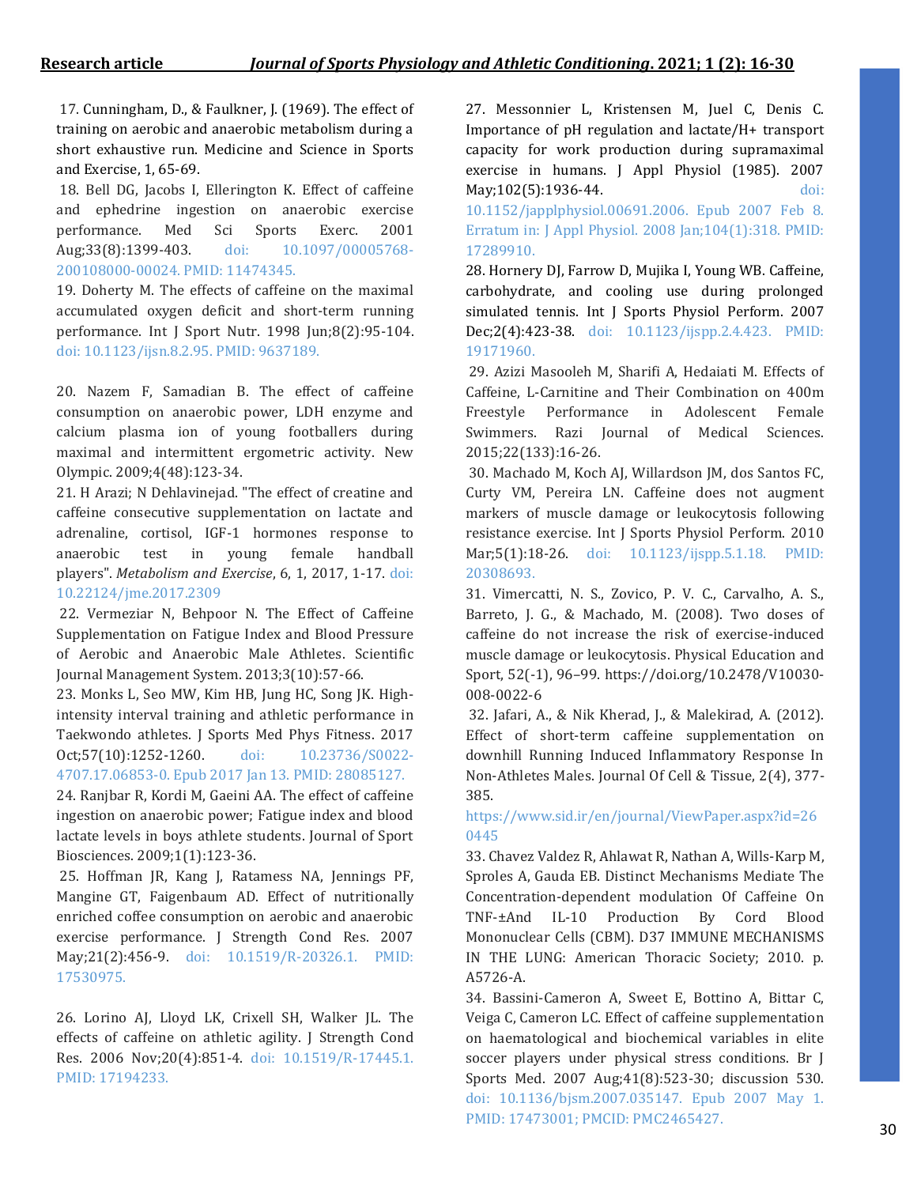17. Cunningham, D., & Faulkner, J. (1969). The effect of training on aerobic and anaerobic metabolism during a short exhaustive run. Medicine and Science in Sports and Exercise, 1, 65-69.

18. Bell DG, Jacobs I, Ellerington K. Effect of caffeine and ephedrine ingestion on anaerobic exercise performance. Med Sci Sports Exerc. 2001 Aug;33(8):1399-403. doi: 10.1097/00005768-200108000-00024. PMID: 11474345.

19. Doherty M. The effects of caffeine on the maximal accumulated oxygen deficit and short-term running performance. Int J Sport Nutr. 1998 Jun;8(2):95-104. doi: 10.1123/ijsn.8.2.95. PMID: 9637189.

20. Nazem F, Samadian B. The effect of caffeine consumption on anaerobic power, LDH enzyme and calcium plasma ion of young footballers during maximal and intermittent ergometric activity. New Olympic. 2009;4(48):123-34.

21. H Arazi; N Dehlavinejad. "The effect of creatine and caffeine consecutive supplementation on lactate and adrenaline, cortisol, IGF-1 hormones response to anaerobic test in young female handball players". *Metabolism and Exercise*, 6, 1, 2017, 1-17. doi: 10.22124/jme.2017.2309

22. Vermeziar N, Behpoor N. The Effect of Caffeine Supplementation on Fatigue Index and Blood Pressure of Aerobic and Anaerobic Male Athletes. Scientific Journal Management System. 2013;3(10):57-66.

23. Monks L, Seo MW, Kim HB, Jung HC, Song JK. High-intensity interval training and athletic performance in Taekwondo athletes. J Sports Med Phys Fitness. 2017 Oct;57(10):1252-1260. doi: 10.23736/S0022-4707.17.06853-0. Epub 2017 Jan 13. PMID: 28085127.

24. Ranjbar R, Kordi M, Gaeini AA. The effect of caffeine ingestion on anaerobic power; Fatigue index and blood lactate levels in boys athlete students. Journal of Sport Biosciences. 2009;1(1):123-36.

25. Hoffman JR, Kang J, Ratamess NA, Jennings PF, Mangine GT, Faigenbaum AD. Effect of nutritionally enriched coffee consumption on aerobic and anaerobic exercise performance. J Strength Cond Res. 2007 May;21(2):456-9. doi: 10.1519/R-20326.1. PMID: 17530975.

26. Lorino AJ, Lloyd LK, Crixell SH, Walker JL. The effects of caffeine on athletic agility. J Strength Cond Res. 2006 Nov;20(4):851-4. doi: 10.1519/R-17445.1. PMID: 17194233.

27. Messonnier L, Kristensen M, Juel C, Denis C. Importance of pH regulation and lactate/H+ transport capacity for work production during supramaximal exercise in humans. J Appl Physiol (1985). 2007 May;102(5):1936-44. doi: 10.1152/japplphysiol.00691.2006. Epub 2007 Feb 8. Erratum in: J Appl Physiol. 2008 Jan;104(1):318. PMID: 17289910.

28. Hornery DJ, Farrow D, Mujika I, Young WB. Caffeine, carbohydrate, and cooling use during prolonged simulated tennis. Int J Sports Physiol Perform. 2007 Dec;2(4):423-38. doi: 10.1123/ijspp.2.4.423. PMID: 19171960.

29. Azizi Masooleh M, Sharifi A, Hedaiati M. Effects of Caffeine, L-Carnitine and Their Combination on 400m Freestyle Performance in Adolescent Female Swimmers. Razi Journal of Medical Sciences. 2015;22(133):16-26.

30. Machado M, Koch AJ, Willardson JM, dos Santos FC, Curty VM, Pereira LN. Caffeine does not augment markers of muscle damage or leukocytosis following resistance exercise. Int J Sports Physiol Perform. 2010 Mar;5(1):18-26. doi: 10.1123/ijspp.5.1.18. PMID: 20308693.

31. Vimercatti, N. S., Zovico, P. V. C., Carvalho, A. S., Barreto, J. G., & Machado, M. (2008). Two doses of caffeine do not increase the risk of exercise-induced muscle damage or leukocytosis. Physical Education and Sport, 52(-1), 96–99. https://doi.org/10.2478/V10030-008-0022-6

32. Jafari, A., & Nik Kherad, J., & Malekirad, A. (2012). Effect of short-term caffeine supplementation on downhill Running Induced Inflammatory Response In Non-Athletes Males. Journal Of Cell & Tissue, 2(4), 377-385. https://www.sid.ir/en/journal/ViewPaper.aspx?id=260445

33. Chavez Valdez R, Ahlawat R, Nathan A, Wills-Karp M, Sproles A, Gauda EB. Distinct Mechanisms Mediate The Concentration-dependent modulation Of Caffeine On TNF-±And IL-10 Production By Cord Blood Mononuclear Cells (CBM). D37 IMMUNE MECHANISMS IN THE LUNG: American Thoracic Society; 2010. p. A5726-A.

34. Bassini-Cameron A, Sweet E, Bottino A, Bittar C, Veiga C, Cameron LC. Effect of caffeine supplementation on haematological and biochemical variables in elite soccer players under physical stress conditions. Br J Sports Med. 2007 Aug;41(8):523-30; discussion 530. doi: 10.1136/bjsm.2007.035147. Epub 2007 May 1. PMID: 17473001; PMCID: PMC2465427.